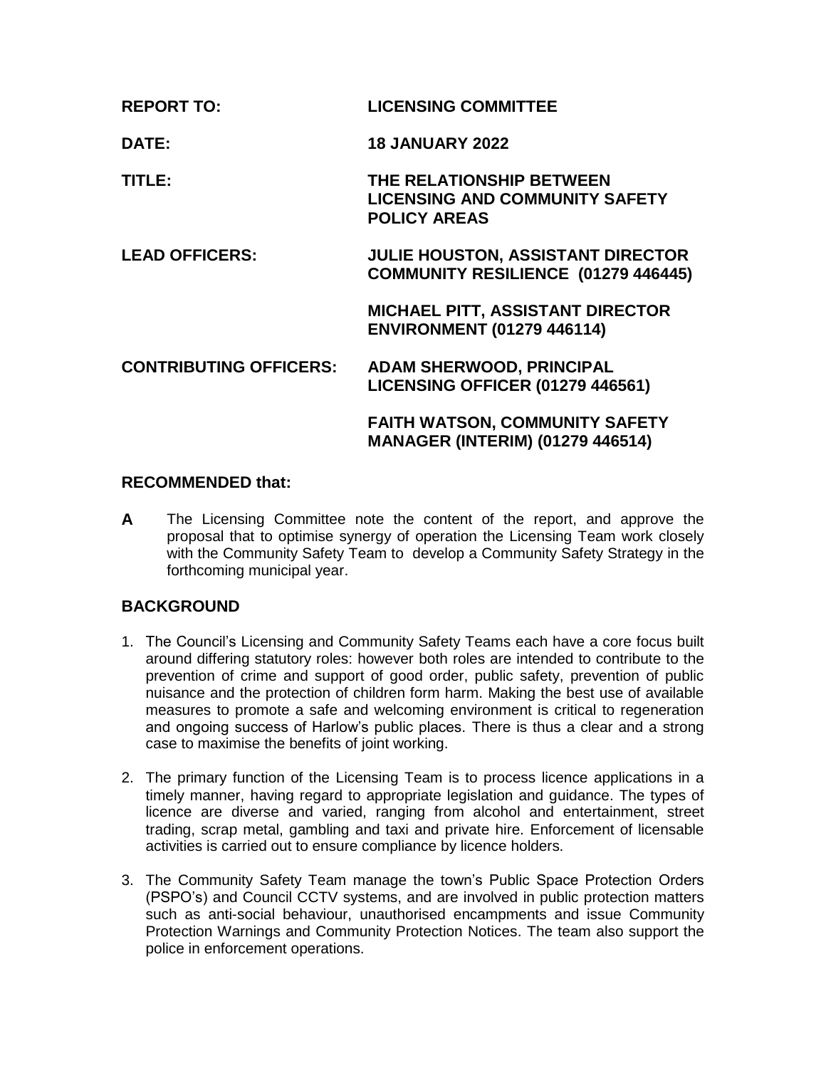| | |
|---|---|
| **REPORT TO:** | **LICENSING COMMITTEE** |
| **DATE:** | **18 JANUARY 2022** |
| **TITLE:** | **THE RELATIONSHIP BETWEEN LICENSING AND COMMUNITY SAFETY POLICY AREAS** |
| **LEAD OFFICERS:** | **JULIE HOUSTON, ASSISTANT DIRECTOR COMMUNITY RESILIENCE (01279 446445)** |
| | **MICHAEL PITT, ASSISTANT DIRECTOR ENVIRONMENT (01279 446114)** |
| **CONTRIBUTING OFFICERS:** | **ADAM SHERWOOD, PRINCIPAL LICENSING OFFICER (01279 446561)** |
| | **FAITH WATSON, COMMUNITY SAFETY MANAGER (INTERIM) (01279 446514)** |

## RECOMMENDED that:

**A** The Licensing Committee note the content of the report, and approve the proposal that to optimise synergy of operation the Licensing Team work closely with the Community Safety Team to develop a Community Safety Strategy in the forthcoming municipal year.

## BACKGROUND

1. The Council's Licensing and Community Safety Teams each have a core focus built around differing statutory roles: however both roles are intended to contribute to the prevention of crime and support of good order, public safety, prevention of public nuisance and the protection of children form harm. Making the best use of available measures to promote a safe and welcoming environment is critical to regeneration and ongoing success of Harlow's public places. There is thus a clear and a strong case to maximise the benefits of joint working.

2. The primary function of the Licensing Team is to process licence applications in a timely manner, having regard to appropriate legislation and guidance. The types of licence are diverse and varied, ranging from alcohol and entertainment, street trading, scrap metal, gambling and taxi and private hire. Enforcement of licensable activities is carried out to ensure compliance by licence holders.

3. The Community Safety Team manage the town's Public Space Protection Orders (PSPO's) and Council CCTV systems, and are involved in public protection matters such as anti-social behaviour, unauthorised encampments and issue Community Protection Warnings and Community Protection Notices. The team also support the police in enforcement operations.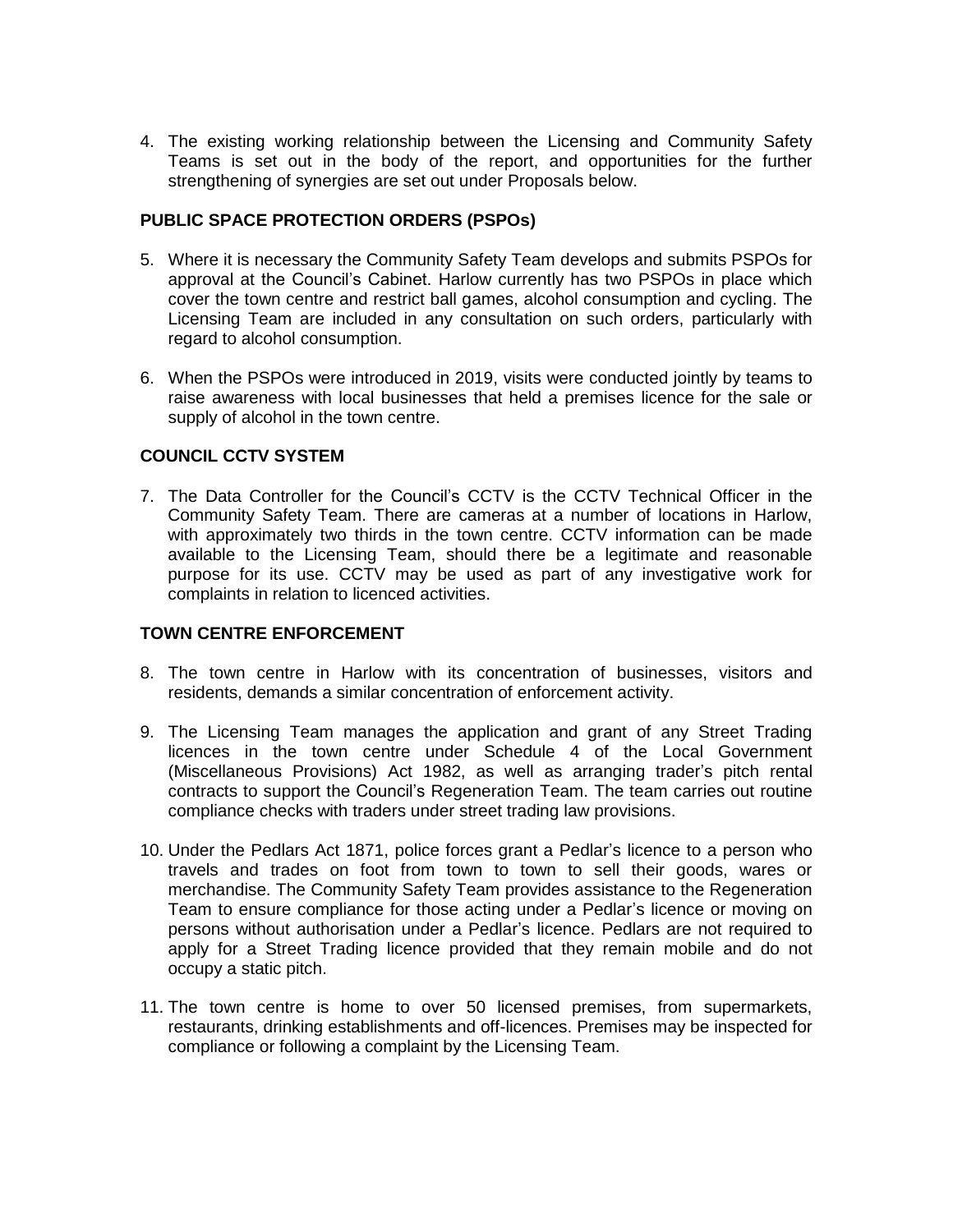4. The existing working relationship between the Licensing and Community Safety Teams is set out in the body of the report, and opportunities for the further strengthening of synergies are set out under Proposals below.

## PUBLIC SPACE PROTECTION ORDERS (PSPOs)

5. Where it is necessary the Community Safety Team develops and submits PSPOs for approval at the Council's Cabinet. Harlow currently has two PSPOs in place which cover the town centre and restrict ball games, alcohol consumption and cycling. The Licensing Team are included in any consultation on such orders, particularly with regard to alcohol consumption.

6. When the PSPOs were introduced in 2019, visits were conducted jointly by teams to raise awareness with local businesses that held a premises licence for the sale or supply of alcohol in the town centre.

## COUNCIL CCTV SYSTEM

7. The Data Controller for the Council's CCTV is the CCTV Technical Officer in the Community Safety Team. There are cameras at a number of locations in Harlow, with approximately two thirds in the town centre. CCTV information can be made available to the Licensing Team, should there be a legitimate and reasonable purpose for its use. CCTV may be used as part of any investigative work for complaints in relation to licenced activities.

## TOWN CENTRE ENFORCEMENT

8. The town centre in Harlow with its concentration of businesses, visitors and residents, demands a similar concentration of enforcement activity.

9. The Licensing Team manages the application and grant of any Street Trading licences in the town centre under Schedule 4 of the Local Government (Miscellaneous Provisions) Act 1982, as well as arranging trader's pitch rental contracts to support the Council's Regeneration Team. The team carries out routine compliance checks with traders under street trading law provisions.

10. Under the Pedlars Act 1871, police forces grant a Pedlar's licence to a person who travels and trades on foot from town to town to sell their goods, wares or merchandise. The Community Safety Team provides assistance to the Regeneration Team to ensure compliance for those acting under a Pedlar's licence or moving on persons without authorisation under a Pedlar's licence. Pedlars are not required to apply for a Street Trading licence provided that they remain mobile and do not occupy a static pitch.

11. The town centre is home to over 50 licensed premises, from supermarkets, restaurants, drinking establishments and off-licences. Premises may be inspected for compliance or following a complaint by the Licensing Team.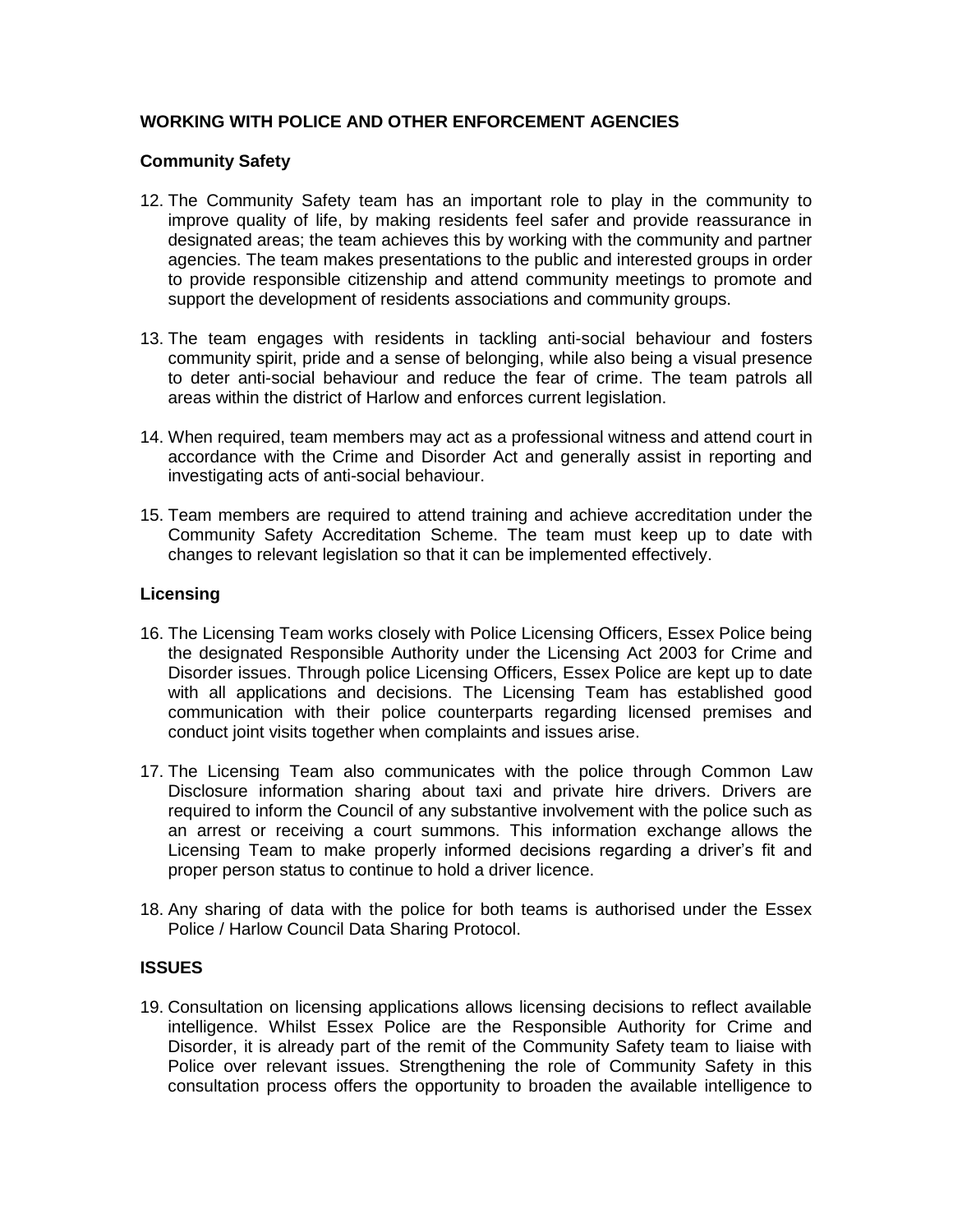## WORKING WITH POLICE AND OTHER ENFORCEMENT AGENCIES

### Community Safety

12. The Community Safety team has an important role to play in the community to improve quality of life, by making residents feel safer and provide reassurance in designated areas; the team achieves this by working with the community and partner agencies. The team makes presentations to the public and interested groups in order to provide responsible citizenship and attend community meetings to promote and support the development of residents associations and community groups.

13. The team engages with residents in tackling anti-social behaviour and fosters community spirit, pride and a sense of belonging, while also being a visual presence to deter anti-social behaviour and reduce the fear of crime. The team patrols all areas within the district of Harlow and enforces current legislation.

14. When required, team members may act as a professional witness and attend court in accordance with the Crime and Disorder Act and generally assist in reporting and investigating acts of anti-social behaviour.

15. Team members are required to attend training and achieve accreditation under the Community Safety Accreditation Scheme. The team must keep up to date with changes to relevant legislation so that it can be implemented effectively.

### Licensing

16. The Licensing Team works closely with Police Licensing Officers, Essex Police being the designated Responsible Authority under the Licensing Act 2003 for Crime and Disorder issues. Through police Licensing Officers, Essex Police are kept up to date with all applications and decisions. The Licensing Team has established good communication with their police counterparts regarding licensed premises and conduct joint visits together when complaints and issues arise.

17. The Licensing Team also communicates with the police through Common Law Disclosure information sharing about taxi and private hire drivers. Drivers are required to inform the Council of any substantive involvement with the police such as an arrest or receiving a court summons. This information exchange allows the Licensing Team to make properly informed decisions regarding a driver's fit and proper person status to continue to hold a driver licence.

18. Any sharing of data with the police for both teams is authorised under the Essex Police / Harlow Council Data Sharing Protocol.

## ISSUES

19. Consultation on licensing applications allows licensing decisions to reflect available intelligence. Whilst Essex Police are the Responsible Authority for Crime and Disorder, it is already part of the remit of the Community Safety team to liaise with Police over relevant issues. Strengthening the role of Community Safety in this consultation process offers the opportunity to broaden the available intelligence to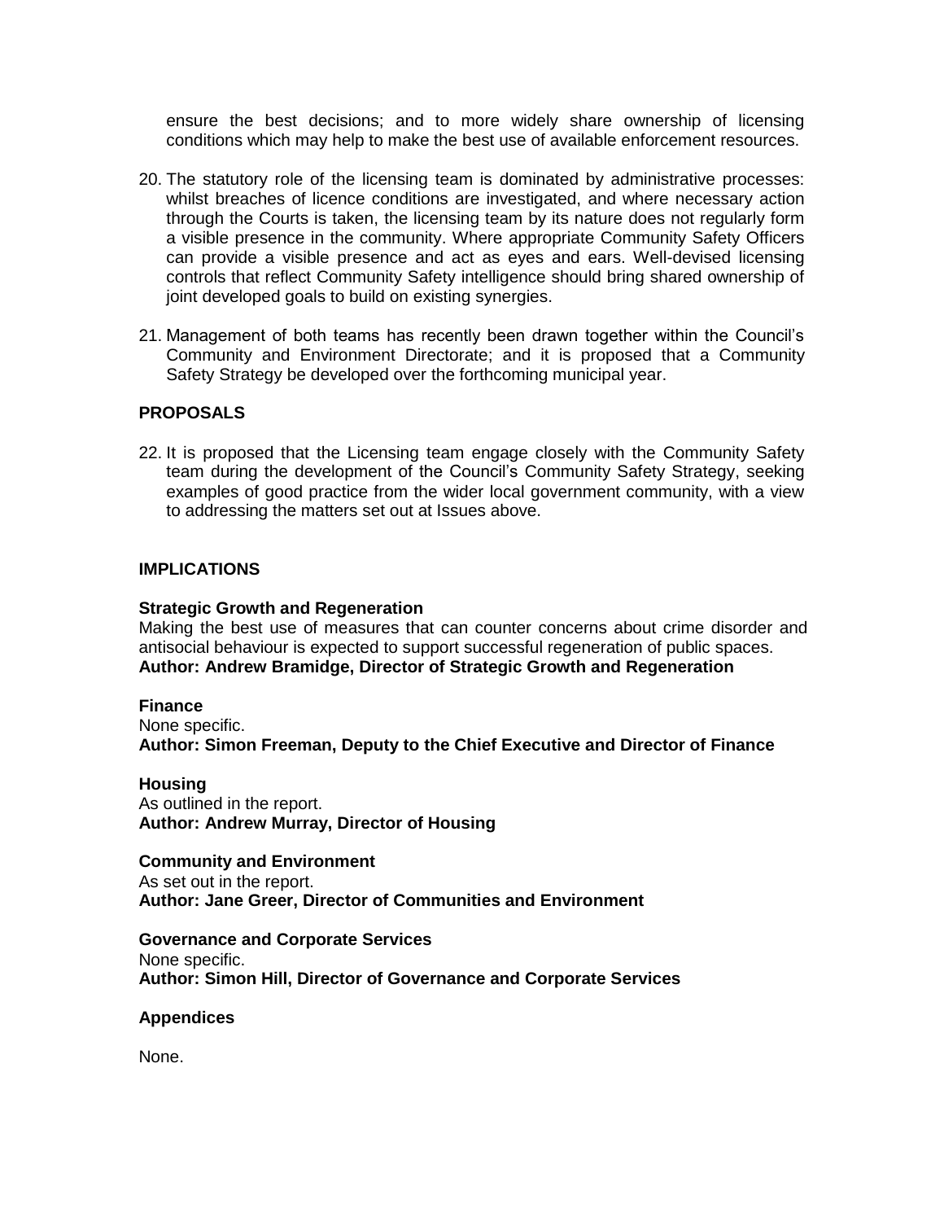ensure the best decisions; and to more widely share ownership of licensing conditions which may help to make the best use of available enforcement resources.

20. The statutory role of the licensing team is dominated by administrative processes: whilst breaches of licence conditions are investigated, and where necessary action through the Courts is taken, the licensing team by its nature does not regularly form a visible presence in the community. Where appropriate Community Safety Officers can provide a visible presence and act as eyes and ears. Well-devised licensing controls that reflect Community Safety intelligence should bring shared ownership of joint developed goals to build on existing synergies.

21. Management of both teams has recently been drawn together within the Council's Community and Environment Directorate; and it is proposed that a Community Safety Strategy be developed over the forthcoming municipal year.

## PROPOSALS

22. It is proposed that the Licensing team engage closely with the Community Safety team during the development of the Council's Community Safety Strategy, seeking examples of good practice from the wider local government community, with a view to addressing the matters set out at Issues above.

## IMPLICATIONS

**Strategic Growth and Regeneration**
Making the best use of measures that can counter concerns about crime disorder and antisocial behaviour is expected to support successful regeneration of public spaces.
**Author: Andrew Bramidge, Director of Strategic Growth and Regeneration**

**Finance**
None specific.
**Author: Simon Freeman, Deputy to the Chief Executive and Director of Finance**

**Housing**
As outlined in the report.
**Author: Andrew Murray, Director of Housing**

**Community and Environment**
As set out in the report.
**Author: Jane Greer, Director of Communities and Environment**

**Governance and Corporate Services**
None specific.
**Author: Simon Hill, Director of Governance and Corporate Services**

**Appendices**

None.